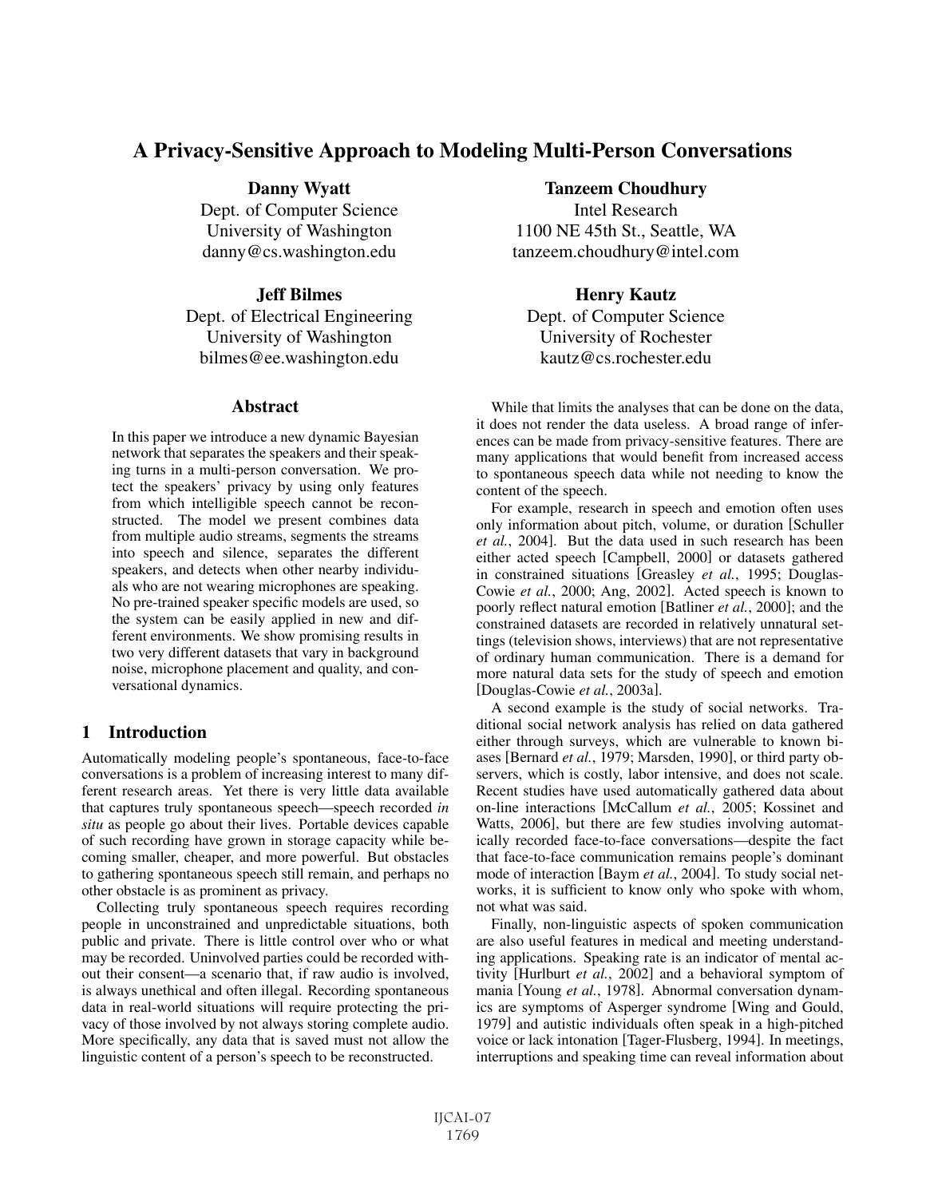# A Privacy-Sensitive Approach to Modeling Multi-Person Conversations

**Danny Wyatt**
Dept. of Computer Science
University of Washington
danny@cs.washington.edu

**Tanzeem Choudhury**
Intel Research
1100 NE 45th St., Seattle, WA
tanzeem.choudhury@intel.com

**Jeff Bilmes**
Dept. of Electrical Engineering
University of Washington
bilmes@ee.washington.edu

**Henry Kautz**
Dept. of Computer Science
University of Rochester
kautz@cs.rochester.edu

## Abstract

In this paper we introduce a new dynamic Bayesian network that separates the speakers and their speaking turns in a multi-person conversation. We protect the speakers' privacy by using only features from which intelligible speech cannot be reconstructed. The model we present combines data from multiple audio streams, segments the streams into speech and silence, separates the different speakers, and detects when other nearby individuals who are not wearing microphones are speaking. No pre-trained speaker specific models are used, so the system can be easily applied in new and different environments. We show promising results in two very different datasets that vary in background noise, microphone placement and quality, and conversational dynamics.

## 1 Introduction

Automatically modeling people's spontaneous, face-to-face conversations is a problem of increasing interest to many different research areas. Yet there is very little data available that captures truly spontaneous speech—speech recorded *in situ* as people go about their lives. Portable devices capable of such recording have grown in storage capacity while becoming smaller, cheaper, and more powerful. But obstacles to gathering spontaneous speech still remain, and perhaps no other obstacle is as prominent as privacy.

Collecting truly spontaneous speech requires recording people in unconstrained and unpredictable situations, both public and private. There is little control over who or what may be recorded. Uninvolved parties could be recorded without their consent—a scenario that, if raw audio is involved, is always unethical and often illegal. Recording spontaneous data in real-world situations will require protecting the privacy of those involved by not always storing complete audio. More specifically, any data that is saved must not allow the linguistic content of a person's speech to be reconstructed.

While that limits the analyses that can be done on the data, it does not render the data useless. A broad range of inferences can be made from privacy-sensitive features. There are many applications that would benefit from increased access to spontaneous speech data while not needing to know the content of the speech.

For example, research in speech and emotion often uses only information about pitch, volume, or duration [Schuller *et al.*, 2004]. But the data used in such research has been either acted speech [Campbell, 2000] or datasets gathered in constrained situations [Greasley *et al.*, 1995; Douglas-Cowie *et al.*, 2000; Ang, 2002]. Acted speech is known to poorly reflect natural emotion [Batliner *et al.*, 2000]; and the constrained datasets are recorded in relatively unnatural settings (television shows, interviews) that are not representative of ordinary human communication. There is a demand for more natural data sets for the study of speech and emotion [Douglas-Cowie *et al.*, 2003a].

A second example is the study of social networks. Traditional social network analysis has relied on data gathered either through surveys, which are vulnerable to known biases [Bernard *et al.*, 1979; Marsden, 1990], or third party observers, which is costly, labor intensive, and does not scale. Recent studies have used automatically gathered data about on-line interactions [McCallum *et al.*, 2005; Kossinet and Watts, 2006], but there are few studies involving automatically recorded face-to-face conversations—despite the fact that face-to-face communication remains people's dominant mode of interaction [Baym *et al.*, 2004]. To study social networks, it is sufficient to know only who spoke with whom, not what was said.

Finally, non-linguistic aspects of spoken communication are also useful features in medical and meeting understanding applications. Speaking rate is an indicator of mental activity [Hurlburt *et al.*, 2002] and a behavioral symptom of mania [Young *et al.*, 1978]. Abnormal conversation dynamics are symptoms of Asperger syndrome [Wing and Gould, 1979] and autistic individuals often speak in a high-pitched voice or lack intonation [Tager-Flusberg, 1994]. In meetings, interruptions and speaking time can reveal information about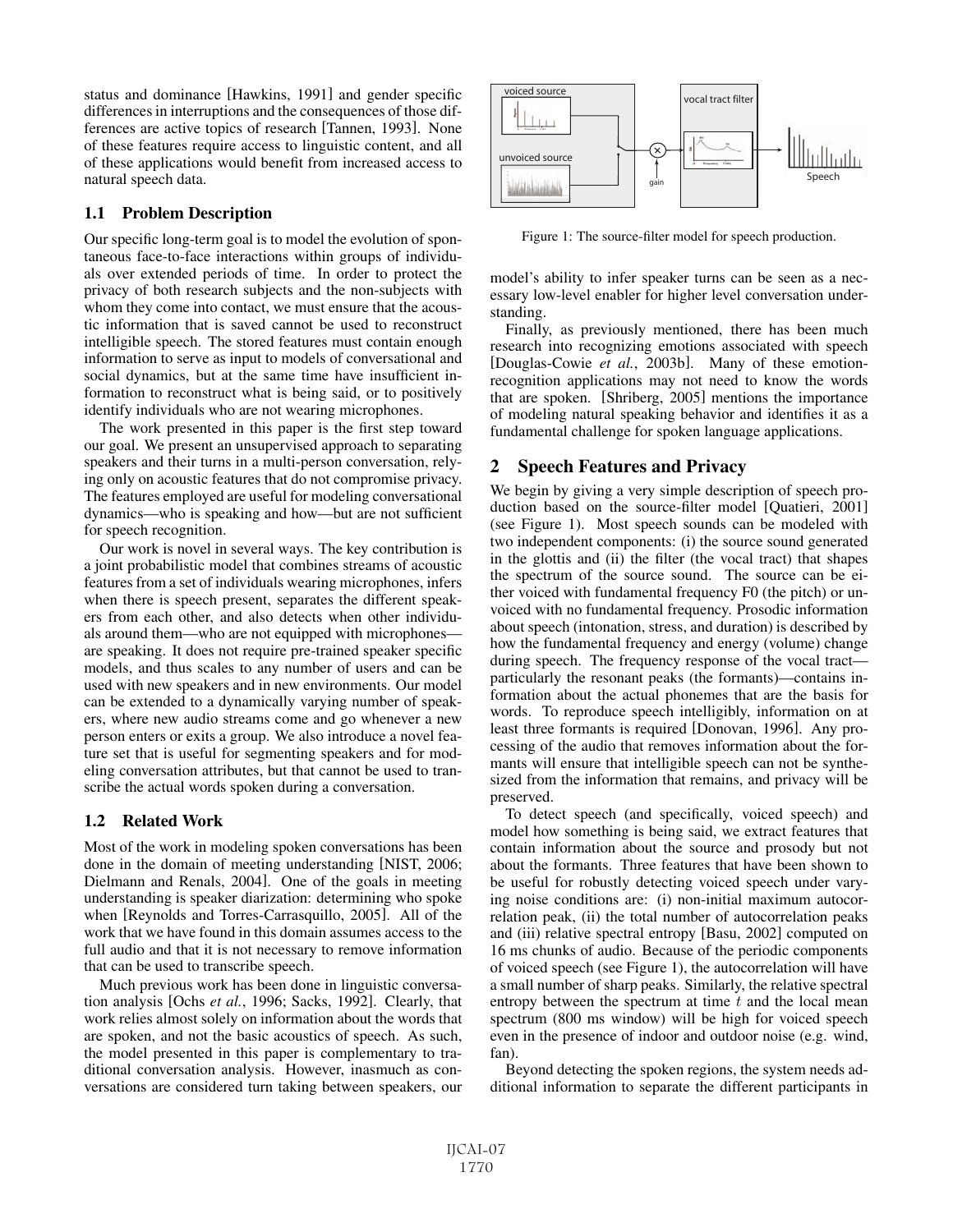status and dominance [Hawkins, 1991] and gender specific differences in interruptions and the consequences of those differences are active topics of research [Tannen, 1993]. None of these features require access to linguistic content, and all of these applications would benefit from increased access to natural speech data.

### 1.1 Problem Description

Our specific long-term goal is to model the evolution of spontaneous face-to-face interactions within groups of individuals over extended periods of time. In order to protect the privacy of both research subjects and the non-subjects with whom they come into contact, we must ensure that the acoustic information that is saved cannot be used to reconstruct intelligible speech. The stored features must contain enough information to serve as input to models of conversational and social dynamics, but at the same time have insufficient information to reconstruct what is being said, or to positively identify individuals who are not wearing microphones.

The work presented in this paper is the first step toward our goal. We present an unsupervised approach to separating speakers and their turns in a multi-person conversation, relying only on acoustic features that do not compromise privacy. The features employed are useful for modeling conversational dynamics—who is speaking and how—but are not sufficient for speech recognition.

Our work is novel in several ways. The key contribution is a joint probabilistic model that combines streams of acoustic features from a set of individuals wearing microphones, infers when there is speech present, separates the different speakers from each other, and also detects when other individuals around them—who are not equipped with microphones—are speaking. It does not require pre-trained speaker specific models, and thus scales to any number of users and can be used with new speakers and in new environments. Our model can be extended to a dynamically varying number of speakers, where new audio streams come and go whenever a new person enters or exits a group. We also introduce a novel feature set that is useful for segmenting speakers and for modeling conversation attributes, but that cannot be used to transcribe the actual words spoken during a conversation.

### 1.2 Related Work

Most of the work in modeling spoken conversations has been done in the domain of meeting understanding [NIST, 2006; Dielmann and Renals, 2004]. One of the goals in meeting understanding is speaker diarization: determining who spoke when [Reynolds and Torres-Carrasquillo, 2005]. All of the work that we have found in this domain assumes access to the full audio and that it is not necessary to remove information that can be used to transcribe speech.

Much previous work has been done in linguistic conversation analysis [Ochs *et al.*, 1996; Sacks, 1992]. Clearly, that work relies almost solely on information about the words that are spoken, and not the basic acoustics of speech. As such, the model presented in this paper is complementary to traditional conversation analysis. However, inasmuch as conversations are considered turn taking between speakers, our model's ability to infer speaker turns can be seen as a necessary low-level enabler for higher level conversation understanding.

Finally, as previously mentioned, there has been much research into recognizing emotions associated with speech [Douglas-Cowie *et al.*, 2003b]. Many of these emotion-recognition applications may not need to know the words that are spoken. [Shriberg, 2005] mentions the importance of modeling natural speaking behavior and identifies it as a fundamental challenge for spoken language applications.

Figure 1: The source-filter model for speech production.

## 2 Speech Features and Privacy

We begin by giving a very simple description of speech production based on the source-filter model [Quatieri, 2001] (see Figure 1). Most speech sounds can be modeled with two independent components: (i) the source sound generated in the glottis and (ii) the filter (the vocal tract) that shapes the spectrum of the source sound. The source can be either voiced with fundamental frequency F0 (the pitch) or unvoiced with no fundamental frequency. Prosodic information about speech (intonation, stress, and duration) is described by how the fundamental frequency and energy (volume) change during speech. The frequency response of the vocal tract—particularly the resonant peaks (the formants)—contains information about the actual phonemes that are the basis for words. To reproduce speech intelligibly, information on at least three formants is required [Donovan, 1996]. Any processing of the audio that removes information about the formants will ensure that intelligible speech can not be synthesized from the information that remains, and privacy will be preserved.

To detect speech (and specifically, voiced speech) and model how something is being said, we extract features that contain information about the source and prosody but not about the formants. Three features that have been shown to be useful for robustly detecting voiced speech under varying noise conditions are: (i) non-initial maximum autocorrelation peak, (ii) the total number of autocorrelation peaks and (iii) relative spectral entropy [Basu, 2002] computed on 16 ms chunks of audio. Because of the periodic components of voiced speech (see Figure 1), the autocorrelation will have a small number of sharp peaks. Similarly, the relative spectral entropy between the spectrum at time $t$ and the local mean spectrum (800 ms window) will be high for voiced speech even in the presence of indoor and outdoor noise (e.g. wind, fan).

Beyond detecting the spoken regions, the system needs additional information to separate the different participants in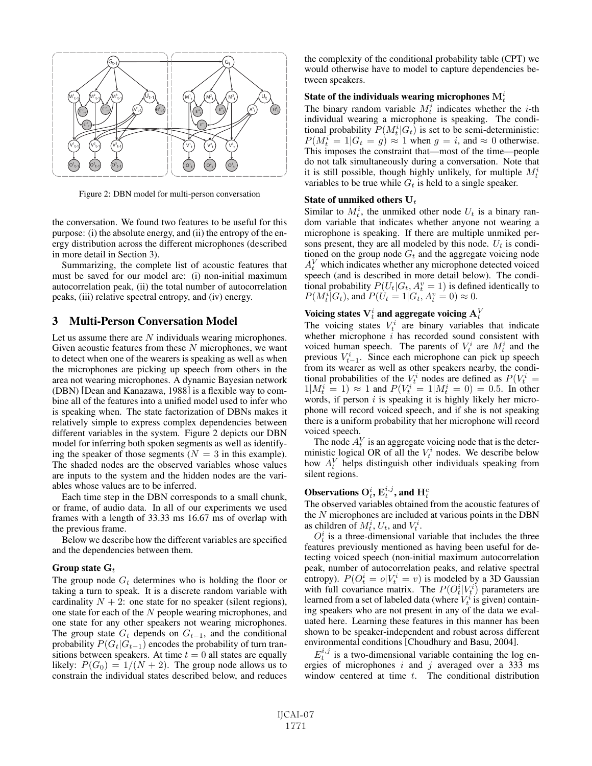Figure 2: DBN model for multi-person conversation

the conversation. We found two features to be useful for this purpose: (i) the absolute energy, and (ii) the entropy of the energy distribution across the different microphones (described in more detail in Section 3).

Summarizing, the complete list of acoustic features that must be saved for our model are: (i) non-initial maximum autocorrelation peak, (ii) the total number of autocorrelation peaks, (iii) relative spectral entropy, and (iv) energy.

## 3 Multi-Person Conversation Model

Let us assume there are $N$ individuals wearing microphones. Given acoustic features from these $N$ microphones, we want to detect when one of the wearers is speaking as well as when the microphones are picking up speech from others in the area not wearing microphones. A dynamic Bayesian network (DBN) [Dean and Kanazawa, 1988] is a flexible way to combine all of the features into a unified model used to infer who is speaking when. The state factorization of DBNs makes it relatively simple to express complex dependencies between different variables in the system. Figure 2 depicts our DBN model for inferring both spoken segments as well as identifying the speaker of those segments ($N = 3$ in this example). The shaded nodes are the observed variables whose values are inputs to the system and the hidden nodes are the variables whose values are to be inferred.

Each time step in the DBN corresponds to a small chunk, or frame, of audio data. In all of our experiments we used frames with a length of 33.33 ms 16.67 ms of overlap with the previous frame.

Below we describe how the different variables are specified and the dependencies between them.

### Group state $\mathbf{G}_t$

The group node $G_t$ determines who is holding the floor or taking a turn to speak. It is a discrete random variable with cardinality $N + 2$: one state for no speaker (silent regions), one state for each of the $N$ people wearing microphones, and one state for any other speakers not wearing microphones. The group state $G_t$ depends on $G_{t-1}$, and the conditional probability $P(G_t|G_{t-1})$ encodes the probability of turn transitions between speakers. At time $t = 0$ all states are equally likely: $P(G_0) = 1/(N + 2)$. The group node allows us to constrain the individual states described below, and reduces the complexity of the conditional probability table (CPT) we would otherwise have to model to capture dependencies between speakers.

### State of the individuals wearing microphones $\mathbf{M}_t^i$

The binary random variable $M_t^i$ indicates whether the $i$-th individual wearing a microphone is speaking. The conditional probability $P(M_t^i|G_t)$ is set to be semi-deterministic: $P(M_t^i = 1|G_t = g) \approx 1$ when $g = i$, and $\approx 0$ otherwise. This imposes the constraint that—most of the time—people do not talk simultaneously during a conversation. Note that it is still possible, though highly unlikely, for multiple $M_t^i$ variables to be true while $G_t$ is held to a single speaker.

### State of unmiked others $\mathbf{U}_t$

Similar to $M_t^i$, the unmiked other node $U_t$ is a binary random variable that indicates whether anyone not wearing a microphone is speaking. If there are multiple unmiked persons present, they are all modeled by this node. $U_t$ is conditioned on the group node $G_t$ and the aggregate voicing node $A_t^V$ which indicates whether any microphone detected voiced speech (and is described in more detail below). The conditional probability $P(U_t|G_t, A_t^v = 1)$ is defined identically to $P(M_t^i|G_t)$, and $P(U_t = 1|G_t, A_t^v = 0) \approx 0$.

### Voicing states $\mathbf{V}_t^i$ and aggregate voicing $\mathbf{A}_t^V$

The voicing states $V_t^i$ are binary variables that indicate whether microphone $i$ has recorded sound consistent with voiced human speech. The parents of $V_t^i$ are $M_t^i$ and the previous $V_{t-1}^i$. Since each microphone can pick up speech from its wearer as well as other speakers nearby, the conditional probabilities of the $V_t^i$ nodes are defined as $P(V_t^i = 1|M_t^i = 1) \approx 1$ and $P(V_t^i = 1|M_t^i = 0) = 0.5$. In other words, if person $i$ is speaking it is highly likely her microphone will record voiced speech, and if she is not speaking there is a uniform probability that her microphone will record voiced speech.

The node $A_t^V$ is an aggregate voicing node that is the deterministic logical OR of all the $V_t^i$ nodes. We describe below how $A_t^V$ helps distinguish other individuals speaking from silent regions.

### Observations $\mathbf{O}_t^i$, $\mathbf{E}_t^{i,j}$, and $\mathbf{H}_t^e$

The observed variables obtained from the acoustic features of the $N$ microphones are included at various points in the DBN as children of $M_t^i$, $U_t$, and $V_t^i$.

$O_t^i$ is a three-dimensional variable that includes the three features previously mentioned as having been useful for detecting voiced speech (non-initial maximum autocorrelation peak, number of autocorrelation peaks, and relative spectral entropy). $P(O_t^i = o|V_t^i = v)$ is modeled by a 3D Gaussian with full covariance matrix. The $P(O_t^i|V_t^i)$ parameters are learned from a set of labeled data (where $V_t^i$ is given) containing speakers who are not present in any of the data we evaluated here. Learning these features in this manner has been shown to be speaker-independent and robust across different environmental conditions [Choudhury and Basu, 2004].

$E_t^{i,j}$ is a two-dimensional variable containing the log energies of microphones $i$ and $j$ averaged over a 333 ms window centered at time $t$. The conditional distribution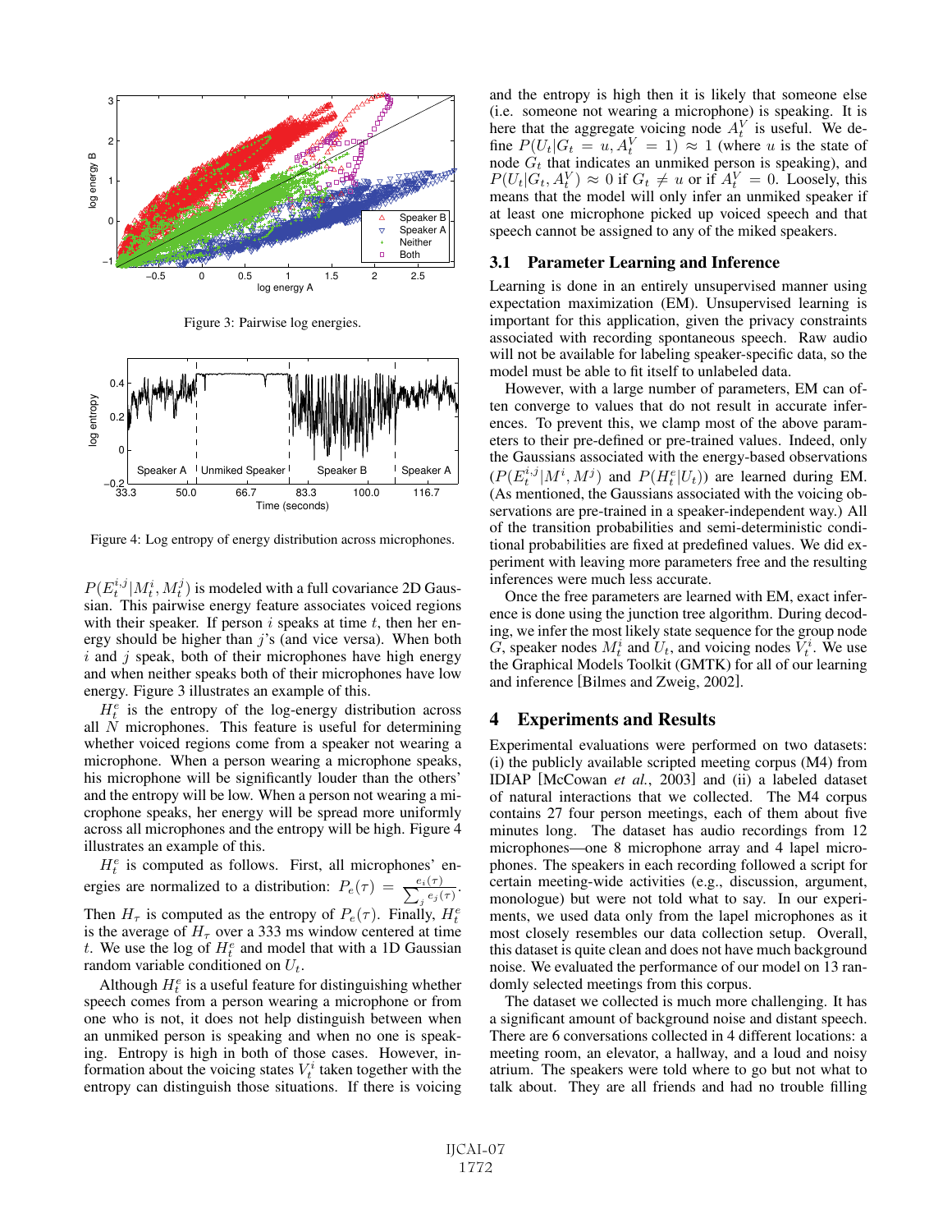Figure 3: Pairwise log energies.

Figure 4: Log entropy of energy distribution across microphones.

$P(E_t^{i,j}|M_t^i, M_t^j)$ is modeled with a full covariance 2D Gaussian. This pairwise energy feature associates voiced regions with their speaker. If person $i$ speaks at time $t$, then her energy should be higher than $j$'s (and vice versa). When both $i$ and $j$ speak, both of their microphones have high energy and when neither speaks both of their microphones have low energy. Figure 3 illustrates an example of this.

$H_t^e$ is the entropy of the log-energy distribution across all $N$ microphones. This feature is useful for determining whether voiced regions come from a speaker not wearing a microphone. When a person wearing a microphone speaks, his microphone will be significantly louder than the others' and the entropy will be low. When a person not wearing a microphone speaks, her energy will be spread more uniformly across all microphones and the entropy will be high. Figure 4 illustrates an example of this.

$H_t^e$ is computed as follows. First, all microphones' energies are normalized to a distribution: $P_e(\tau) = \frac{e_i(\tau)}{\sum_j e_j(\tau)}$. Then $H_\tau$ is computed as the entropy of $P_e(\tau)$. Finally, $H_t^e$ is the average of $H_\tau$ over a 333 ms window centered at time $t$. We use the log of $H_t^e$ and model that with a 1D Gaussian random variable conditioned on $U_t$.

Although $H_t^e$ is a useful feature for distinguishing whether speech comes from a person wearing a microphone or from one who is not, it does not help distinguish between when an unmiked person is speaking and when no one is speaking. Entropy is high in both of those cases. However, information about the voicing states $V_t^i$ taken together with the entropy can distinguish those situations. If there is voicing and the entropy is high then it is likely that someone else (i.e. someone not wearing a microphone) is speaking. It is here that the aggregate voicing node $A_t^V$ is useful. We define $P(U_t|G_t = u, A_t^V = 1) \approx 1$ (where $u$ is the state of node $G_t$ that indicates an unmiked person is speaking), and $P(U_t|G_t, A_t^V) \approx 0$ if $G_t \neq u$ or if $A_t^V = 0$. Loosely, this means that the model will only infer an unmiked speaker if at least one microphone picked up voiced speech and that speech cannot be assigned to any of the miked speakers.

## 3.1 Parameter Learning and Inference

Learning is done in an entirely unsupervised manner using expectation maximization (EM). Unsupervised learning is important for this application, given the privacy constraints associated with recording spontaneous speech. Raw audio will not be available for labeling speaker-specific data, so the model must be able to fit itself to unlabeled data.

However, with a large number of parameters, EM can often converge to values that do not result in accurate inferences. To prevent this, we clamp most of the above parameters to their pre-defined or pre-trained values. Indeed, only the Gaussians associated with the energy-based observations ($P(E_t^{i,j}|M^i, M^j)$ and $P(H_t^e|U_t)$) are learned during EM. (As mentioned, the Gaussians associated with the voicing observations are pre-trained in a speaker-independent way.) All of the transition probabilities and semi-deterministic conditional probabilities are fixed at predefined values. We did experiment with leaving more parameters free and the resulting inferences were much less accurate.

Once the free parameters are learned with EM, exact inference is done using the junction tree algorithm. During decoding, we infer the most likely state sequence for the group node $G$, speaker nodes $M_t^i$ and $U_t$, and voicing nodes $V_t^i$. We use the Graphical Models Toolkit (GMTK) for all of our learning and inference [Bilmes and Zweig, 2002].

# 4 Experiments and Results

Experimental evaluations were performed on two datasets: (i) the publicly available scripted meeting corpus (M4) from IDIAP [McCowan *et al.*, 2003] and (ii) a labeled dataset of natural interactions that we collected. The M4 corpus contains 27 four person meetings, each of them about five minutes long. The dataset has audio recordings from 12 microphones—one 8 microphone array and 4 lapel microphones. The speakers in each recording followed a script for certain meeting-wide activities (e.g., discussion, argument, monologue) but were not told what to say. In our experiments, we used data only from the lapel microphones as it most closely resembles our data collection setup. Overall, this dataset is quite clean and does not have much background noise. We evaluated the performance of our model on 13 randomly selected meetings from this corpus.

The dataset we collected is much more challenging. It has a significant amount of background noise and distant speech. There are 6 conversations collected in 4 different locations: a meeting room, an elevator, a hallway, and a loud and noisy atrium. The speakers were told where to go but not what to talk about. They are all friends and had no trouble filling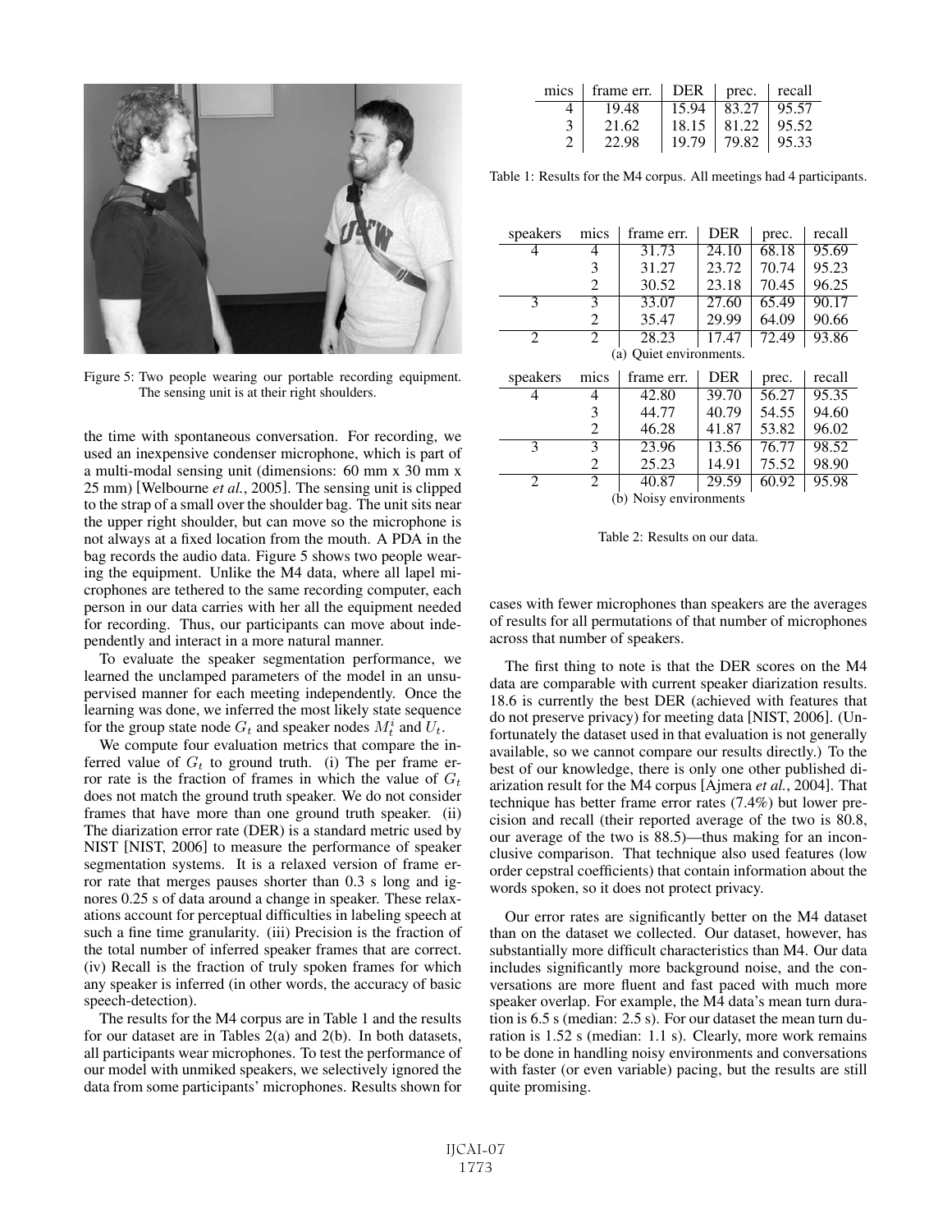Figure 5: Two people wearing our portable recording equipment. The sensing unit is at their right shoulders.

the time with spontaneous conversation. For recording, we used an inexpensive condenser microphone, which is part of a multi-modal sensing unit (dimensions: 60 mm x 30 mm x 25 mm) [Welbourne *et al.*, 2005]. The sensing unit is clipped to the strap of a small over the shoulder bag. The unit sits near the upper right shoulder, but can move so the microphone is not always at a fixed location from the mouth. A PDA in the bag records the audio data. Figure 5 shows two people wearing the equipment. Unlike the M4 data, where all lapel microphones are tethered to the same recording computer, each person in our data carries with her all the equipment needed for recording. Thus, our participants can move about independently and interact in a more natural manner.

To evaluate the speaker segmentation performance, we learned the unclamped parameters of the model in an unsupervised manner for each meeting independently. Once the learning was done, we inferred the most likely state sequence for the group state node $G_t$ and speaker nodes $M_t^i$ and $U_t$.

We compute four evaluation metrics that compare the inferred value of $G_t$ to ground truth. (i) The per frame error rate is the fraction of frames in which the value of $G_t$ does not match the ground truth speaker. We do not consider frames that have more than one ground truth speaker. (ii) The diarization error rate (DER) is a standard metric used by NIST [NIST, 2006] to measure the performance of speaker segmentation systems. It is a relaxed version of frame error rate that merges pauses shorter than 0.3 s long and ignores 0.25 s of data around a change in speaker. These relaxations account for perceptual difficulties in labeling speech at such a fine time granularity. (iii) Precision is the fraction of the total number of inferred speaker frames that are correct. (iv) Recall is the fraction of truly spoken frames for which any speaker is inferred (in other words, the accuracy of basic speech-detection).

The results for the M4 corpus are in Table 1 and the results for our dataset are in Tables 2(a) and 2(b). In both datasets, all participants wear microphones. To test the performance of our model with unmiked speakers, we selectively ignored the data from some participants' microphones. Results shown for cases with fewer microphones than speakers are the averages of results for all permutations of that number of microphones across that number of speakers.

| mics | frame err. | DER | prec. | recall |
|---|---|---|---|---|
| 4 | 19.48 | 15.94 | 83.27 | 95.57 |
| 3 | 21.62 | 18.15 | 81.22 | 95.52 |
| 2 | 22.98 | 19.79 | 79.82 | 95.33 |

Table 1: Results for the M4 corpus. All meetings had 4 participants.

| speakers | mics | frame err. | DER | prec. | recall |
|---|---|---|---|---|---|
| 4 | 4 | 31.73 | 24.10 | 68.18 | 95.69 |
| | 3 | 31.27 | 23.72 | 70.74 | 95.23 |
| | 2 | 30.52 | 23.18 | 70.45 | 96.25 |
| 3 | 3 | 33.07 | 27.60 | 65.49 | 90.17 |
| | 2 | 35.47 | 29.99 | 64.09 | 90.66 |
| 2 | 2 | 28.23 | 17.47 | 72.49 | 93.86 |

(a) Quiet environments.

| speakers | mics | frame err. | DER | prec. | recall |
|---|---|---|---|---|---|
| 4 | 4 | 42.80 | 39.70 | 56.27 | 95.35 |
| | 3 | 44.77 | 40.79 | 54.55 | 94.60 |
| | 2 | 46.28 | 41.87 | 53.82 | 96.02 |
| 3 | 3 | 23.96 | 13.56 | 76.77 | 98.52 |
| | 2 | 25.23 | 14.91 | 75.52 | 98.90 |
| 2 | 2 | 40.87 | 29.59 | 60.92 | 95.98 |

(b) Noisy environments

Table 2: Results on our data.

The first thing to note is that the DER scores on the M4 data are comparable with current speaker diarization results. 18.6 is currently the best DER (achieved with features that do not preserve privacy) for meeting data [NIST, 2006]. (Unfortunately the dataset used in that evaluation is not generally available, so we cannot compare our results directly.) To the best of our knowledge, there is only one other published diarization result for the M4 corpus [Ajmera *et al.*, 2004]. That technique has better frame error rates (7.4%) but lower precision and recall (their reported average of the two is 80.8, our average of the two is 88.5)—thus making for an inconclusive comparison. That technique also used features (low order cepstral coefficients) that contain information about the words spoken, so it does not protect privacy.

Our error rates are significantly better on the M4 dataset than on the dataset we collected. Our dataset, however, has substantially more difficult characteristics than M4. Our data includes significantly more background noise, and the conversations are more fluent and fast paced with much more speaker overlap. For example, the M4 data's mean turn duration is 6.5 s (median: 2.5 s). For our dataset the mean turn duration is 1.52 s (median: 1.1 s). Clearly, more work remains to be done in handling noisy environments and conversations with faster (or even variable) pacing, but the results are still quite promising.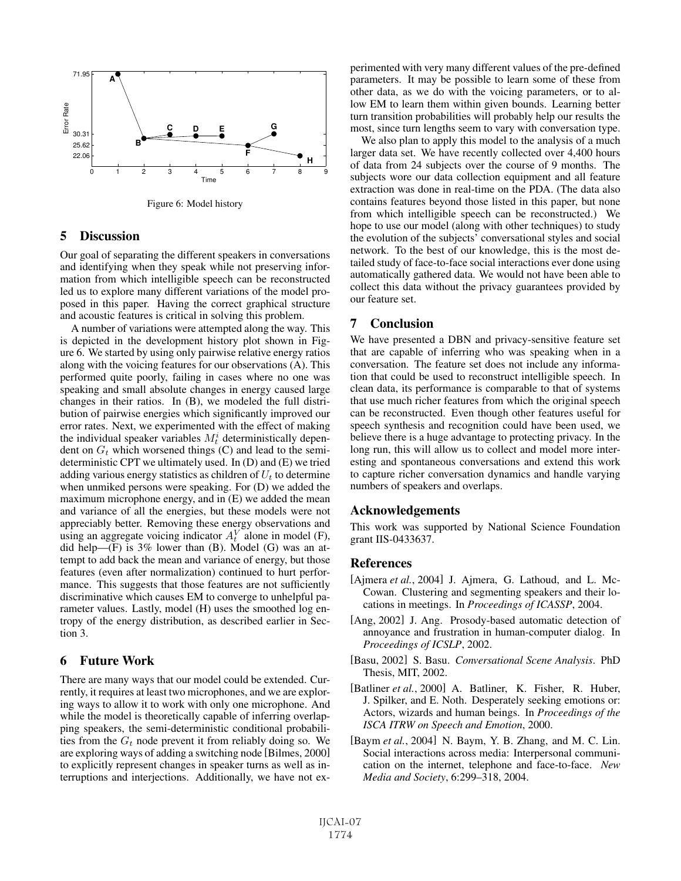Figure 6: Model history

## 5 Discussion

Our goal of separating the different speakers in conversations and identifying when they speak while not preserving information from which intelligible speech can be reconstructed led us to explore many different variations of the model proposed in this paper. Having the correct graphical structure and acoustic features is critical in solving this problem.

A number of variations were attempted along the way. This is depicted in the development history plot shown in Figure 6. We started by using only pairwise relative energy ratios along with the voicing features for our observations (A). This performed quite poorly, failing in cases where no one was speaking and small absolute changes in energy caused large changes in their ratios. In (B), we modeled the full distribution of pairwise energies which significantly improved our error rates. Next, we experimented with the effect of making the individual speaker variables $M_t^i$ deterministically dependent on $G_t$ which worsened things (C) and lead to the semi-deterministic CPT we ultimately used. In (D) and (E) we tried adding various energy statistics as children of $U_t$ to determine when unmiked persons were speaking. For (D) we added the maximum microphone energy, and in (E) we added the mean and variance of all the energies, but these models were not appreciably better. Removing these energy observations and using an aggregate voicing indicator $A_t^V$ alone in model (F), did help—(F) is 3% lower than (B). Model (G) was an attempt to add back the mean and variance of energy, but those features (even after normalization) continued to hurt performance. This suggests that those features are not sufficiently discriminative which causes EM to converge to unhelpful parameter values. Lastly, model (H) uses the smoothed log entropy of the energy distribution, as described earlier in Section 3.

## 6 Future Work

There are many ways that our model could be extended. Currently, it requires at least two microphones, and we are exploring ways to allow it to work with only one microphone. And while the model is theoretically capable of inferring overlapping speakers, the semi-deterministic conditional probabilities from the $G_t$ node prevent it from reliably doing so. We are exploring ways of adding a switching node [Bilmes, 2000] to explicitly represent changes in speaker turns as well as interruptions and interjections. Additionally, we have not experimented with very many different values of the pre-defined parameters. It may be possible to learn some of these from other data, as we do with the voicing parameters, or to allow EM to learn them within given bounds. Learning better turn transition probabilities will probably help our results the most, since turn lengths seem to vary with conversation type.

We also plan to apply this model to the analysis of a much larger data set. We have recently collected over 4,400 hours of data from 24 subjects over the course of 9 months. The subjects wore our data collection equipment and all feature extraction was done in real-time on the PDA. (The data also contains features beyond those listed in this paper, but none from which intelligible speech can be reconstructed.) We hope to use our model (along with other techniques) to study the evolution of the subjects' conversational styles and social network. To the best of our knowledge, this is the most detailed study of face-to-face social interactions ever done using automatically gathered data. We would not have been able to collect this data without the privacy guarantees provided by our feature set.

## 7 Conclusion

We have presented a DBN and privacy-sensitive feature set that are capable of inferring who was speaking when in a conversation. The feature set does not include any information that could be used to reconstruct intelligible speech. In clean data, its performance is comparable to that of systems that use much richer features from which the original speech can be reconstructed. Even though other features useful for speech synthesis and recognition could have been used, we believe there is a huge advantage to protecting privacy. In the long run, this will allow us to collect and model more interesting and spontaneous conversations and extend this work to capture richer conversation dynamics and handle varying numbers of speakers and overlaps.

## Acknowledgements

This work was supported by National Science Foundation grant IIS-0433637.

## References

[Ajmera *et al.*, 2004] J. Ajmera, G. Lathoud, and L. McCowan. Clustering and segmenting speakers and their locations in meetings. In *Proceedings of ICASSP*, 2004.

[Ang, 2002] J. Ang. Prosody-based automatic detection of annoyance and frustration in human-computer dialog. In *Proceedings of ICSLP*, 2002.

[Basu, 2002] S. Basu. *Conversational Scene Analysis*. PhD Thesis, MIT, 2002.

[Batliner *et al.*, 2000] A. Batliner, K. Fisher, R. Huber, J. Spilker, and E. Noth. Desperately seeking emotions or: Actors, wizards and human beings. In *Proceedings of the ISCA ITRW on Speech and Emotion*, 2000.

[Baym *et al.*, 2004] N. Baym, Y. B. Zhang, and M. C. Lin. Social interactions across media: Interpersonal communication on the internet, telephone and face-to-face. *New Media and Society*, 6:299–318, 2004.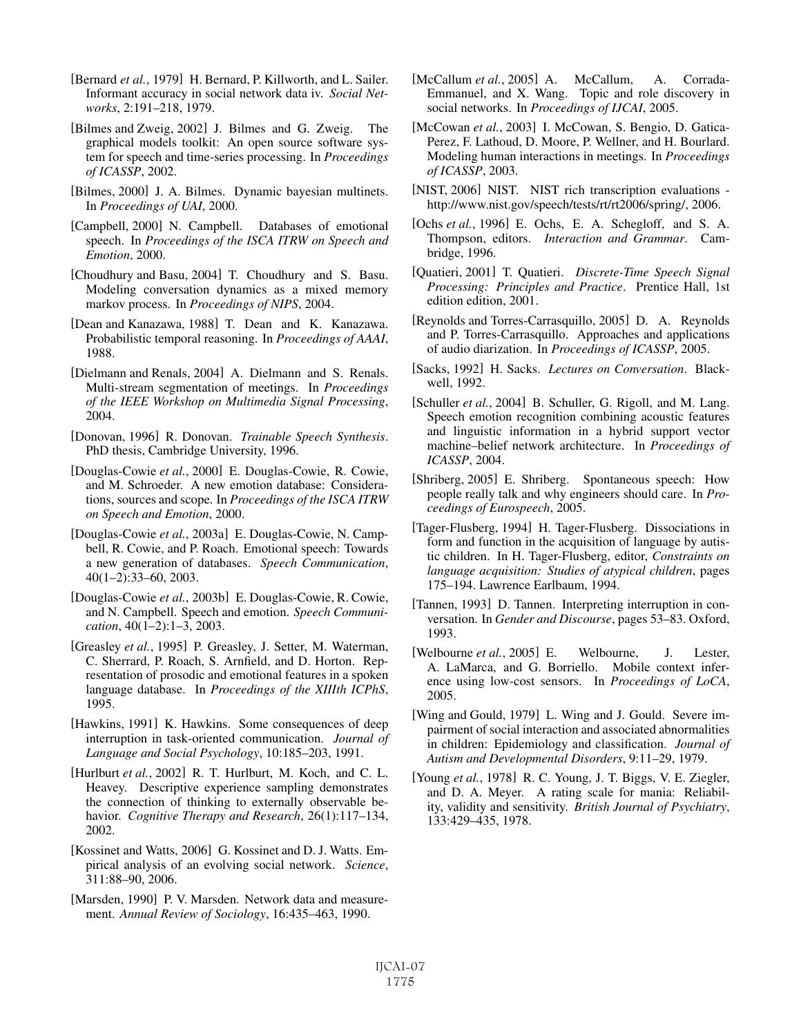[Bernard *et al.*, 1979] H. Bernard, P. Killworth, and L. Sailer. Informant accuracy in social network data iv. *Social Networks*, 2:191–218, 1979.

[Bilmes and Zweig, 2002] J. Bilmes and G. Zweig. The graphical models toolkit: An open source software system for speech and time-series processing. In *Proceedings of ICASSP*, 2002.

[Bilmes, 2000] J. A. Bilmes. Dynamic bayesian multinets. In *Proceedings of UAI*, 2000.

[Campbell, 2000] N. Campbell. Databases of emotional speech. In *Proceedings of the ISCA ITRW on Speech and Emotion*, 2000.

[Choudhury and Basu, 2004] T. Choudhury and S. Basu. Modeling conversation dynamics as a mixed memory markov process. In *Proceedings of NIPS*, 2004.

[Dean and Kanazawa, 1988] T. Dean and K. Kanazawa. Probabilistic temporal reasoning. In *Proceedings of AAAI*, 1988.

[Dielmann and Renals, 2004] A. Dielmann and S. Renals. Multi-stream segmentation of meetings. In *Proceedings of the IEEE Workshop on Multimedia Signal Processing*, 2004.

[Donovan, 1996] R. Donovan. *Trainable Speech Synthesis*. PhD thesis, Cambridge University, 1996.

[Douglas-Cowie *et al.*, 2000] E. Douglas-Cowie, R. Cowie, and M. Schroeder. A new emotion database: Considerations, sources and scope. In *Proceedings of the ISCA ITRW on Speech and Emotion*, 2000.

[Douglas-Cowie *et al.*, 2003a] E. Douglas-Cowie, N. Campbell, R. Cowie, and P. Roach. Emotional speech: Towards a new generation of databases. *Speech Communication*, 40(1–2):33–60, 2003.

[Douglas-Cowie *et al.*, 2003b] E. Douglas-Cowie, R. Cowie, and N. Campbell. Speech and emotion. *Speech Communication*, 40(1–2):1–3, 2003.

[Greasley *et al.*, 1995] P. Greasley, J. Setter, M. Waterman, C. Sherrard, P. Roach, S. Arnfield, and D. Horton. Representation of prosodic and emotional features in a spoken language database. In *Proceedings of the XIIIth ICPhS*, 1995.

[Hawkins, 1991] K. Hawkins. Some consequences of deep interruption in task-oriented communication. *Journal of Language and Social Psychology*, 10:185–203, 1991.

[Hurlburt *et al.*, 2002] R. T. Hurlburt, M. Koch, and C. L. Heavey. Descriptive experience sampling demonstrates the connection of thinking to externally observable behavior. *Cognitive Therapy and Research*, 26(1):117–134, 2002.

[Kossinet and Watts, 2006] G. Kossinet and D. J. Watts. Empirical analysis of an evolving social network. *Science*, 311:88–90, 2006.

[Marsden, 1990] P. V. Marsden. Network data and measurement. *Annual Review of Sociology*, 16:435–463, 1990.

[McCallum *et al.*, 2005] A. McCallum, A. Corrada-Emmanuel, and X. Wang. Topic and role discovery in social networks. In *Proceedings of IJCAI*, 2005.

[McCowan *et al.*, 2003] I. McCowan, S. Bengio, D. Gatica-Perez, F. Lathoud, D. Moore, P. Wellner, and H. Bourlard. Modeling human interactions in meetings. In *Proceedings of ICASSP*, 2003.

[NIST, 2006] NIST. NIST rich transcription evaluations - http://www.nist.gov/speech/tests/rt/rt2006/spring/, 2006.

[Ochs *et al.*, 1996] E. Ochs, E. A. Schegloff, and S. A. Thompson, editors. *Interaction and Grammar*. Cambridge, 1996.

[Quatieri, 2001] T. Quatieri. *Discrete-Time Speech Signal Processing: Principles and Practice*. Prentice Hall, 1st edition edition, 2001.

[Reynolds and Torres-Carrasquillo, 2005] D. A. Reynolds and P. Torres-Carrasquillo. Approaches and applications of audio diarization. In *Proceedings of ICASSP*, 2005.

[Sacks, 1992] H. Sacks. *Lectures on Conversation*. Blackwell, 1992.

[Schuller *et al.*, 2004] B. Schuller, G. Rigoll, and M. Lang. Speech emotion recognition combining acoustic features and linguistic information in a hybrid support vector machine–belief network architecture. In *Proceedings of ICASSP*, 2004.

[Shriberg, 2005] E. Shriberg. Spontaneous speech: How people really talk and why engineers should care. In *Proceedings of Eurospeech*, 2005.

[Tager-Flusberg, 1994] H. Tager-Flusberg. Dissociations in form and function in the acquisition of language by autistic children. In H. Tager-Flusberg, editor, *Constraints on language acquisition: Studies of atypical children*, pages 175–194. Lawrence Earlbaum, 1994.

[Tannen, 1993] D. Tannen. Interpreting interruption in conversation. In *Gender and Discourse*, pages 53–83. Oxford, 1993.

[Welbourne *et al.*, 2005] E. Welbourne, J. Lester, A. LaMarca, and G. Borriello. Mobile context inference using low-cost sensors. In *Proceedings of LoCA*, 2005.

[Wing and Gould, 1979] L. Wing and J. Gould. Severe impairment of social interaction and associated abnormalities in children: Epidemiology and classification. *Journal of Autism and Developmental Disorders*, 9:11–29, 1979.

[Young *et al.*, 1978] R. C. Young, J. T. Biggs, V. E. Ziegler, and D. A. Meyer. A rating scale for mania: Reliability, validity and sensitivity. *British Journal of Psychiatry*, 133:429–435, 1978.